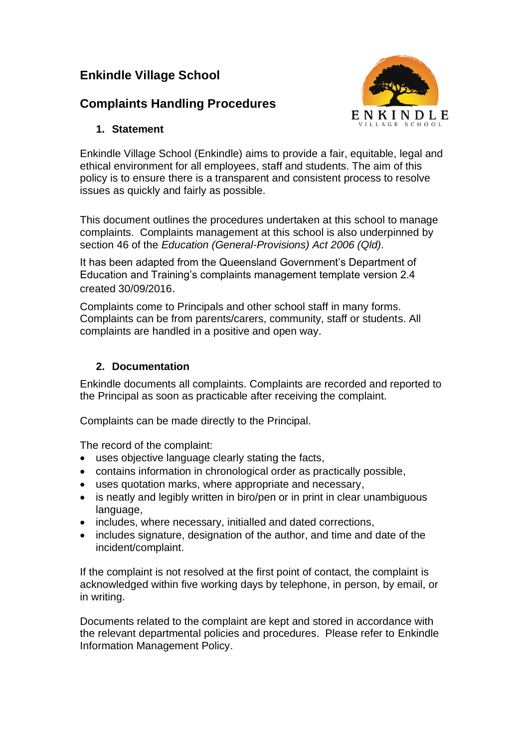# Enkindle Village School

## Complaints Handling Procedures

### 1. Statement

Enkindle Village School (Enkindle) aims to provide a fair, equitable, legal and ethical environment for all employees, staff and students. The aim of this policy is to ensure there is a transparent and consistent process to resolve issues as quickly and fairly as possible.

This document outlines the procedures undertaken at this school to manage complaints. Complaints management at this school is also underpinned by section 46 of the *Education (General-Provisions) Act 2006 (Qld).*

It has been adapted from the Queensland Government's Department of Education and Training's complaints management template version 2.4 created 30/09/2016.

Complaints come to Principals and other school staff in many forms. Complaints can be from parents/carers, community, staff or students. All complaints are handled in a positive and open way.

### 2. Documentation

Enkindle documents all complaints. Complaints are recorded and reported to the Principal as soon as practicable after receiving the complaint.

Complaints can be made directly to the Principal.

The record of the complaint:

- uses objective language clearly stating the facts,
- contains information in chronological order as practically possible,
- uses quotation marks, where appropriate and necessary,
- is neatly and legibly written in biro/pen or in print in clear unambiguous language,
- includes, where necessary, initialled and dated corrections,
- includes signature, designation of the author, and time and date of the incident/complaint.

If the complaint is not resolved at the first point of contact, the complaint is acknowledged within five working days by telephone, in person, by email, or in writing.

Documents related to the complaint are kept and stored in accordance with the relevant departmental policies and procedures. Please refer to Enkindle Information Management Policy.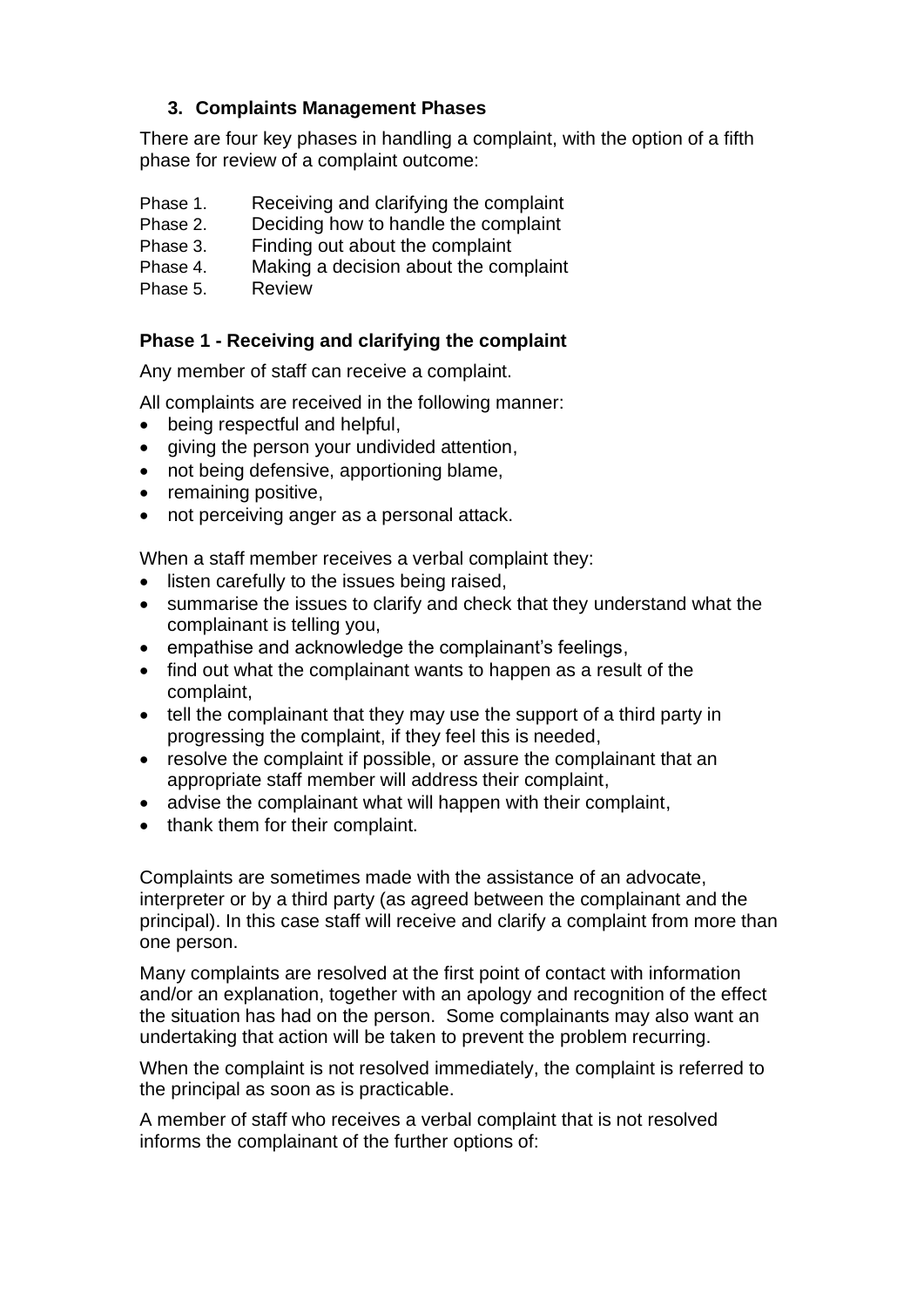### 3. Complaints Management Phases

There are four key phases in handling a complaint, with the option of a fifth phase for review of a complaint outcome:

Phase 1. Receiving and clarifying the complaint
Phase 2. Deciding how to handle the complaint
Phase 3. Finding out about the complaint
Phase 4. Making a decision about the complaint
Phase 5. Review

### Phase 1 - Receiving and clarifying the complaint

Any member of staff can receive a complaint.

All complaints are received in the following manner:

- being respectful and helpful,
- giving the person your undivided attention,
- not being defensive, apportioning blame,
- remaining positive,
- not perceiving anger as a personal attack.

When a staff member receives a verbal complaint they:

- listen carefully to the issues being raised,
- summarise the issues to clarify and check that they understand what the complainant is telling you,
- empathise and acknowledge the complainant's feelings,
- find out what the complainant wants to happen as a result of the complaint,
- tell the complainant that they may use the support of a third party in progressing the complaint, if they feel this is needed,
- resolve the complaint if possible, or assure the complainant that an appropriate staff member will address their complaint,
- advise the complainant what will happen with their complaint,
- thank them for their complaint.

Complaints are sometimes made with the assistance of an advocate, interpreter or by a third party (as agreed between the complainant and the principal). In this case staff will receive and clarify a complaint from more than one person.

Many complaints are resolved at the first point of contact with information and/or an explanation, together with an apology and recognition of the effect the situation has had on the person. Some complainants may also want an undertaking that action will be taken to prevent the problem recurring.

When the complaint is not resolved immediately, the complaint is referred to the principal as soon as is practicable.

A member of staff who receives a verbal complaint that is not resolved informs the complainant of the further options of: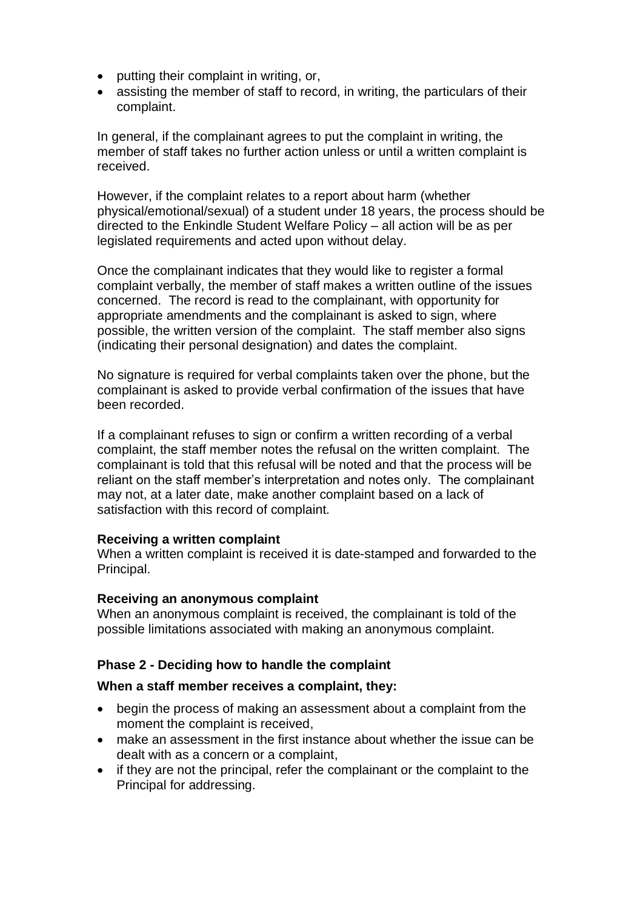- putting their complaint in writing, or,
- assisting the member of staff to record, in writing, the particulars of their complaint.

In general, if the complainant agrees to put the complaint in writing, the member of staff takes no further action unless or until a written complaint is received.

However, if the complaint relates to a report about harm (whether physical/emotional/sexual) of a student under 18 years, the process should be directed to the Enkindle Student Welfare Policy – all action will be as per legislated requirements and acted upon without delay.

Once the complainant indicates that they would like to register a formal complaint verbally, the member of staff makes a written outline of the issues concerned. The record is read to the complainant, with opportunity for appropriate amendments and the complainant is asked to sign, where possible, the written version of the complaint. The staff member also signs (indicating their personal designation) and dates the complaint.

No signature is required for verbal complaints taken over the phone, but the complainant is asked to provide verbal confirmation of the issues that have been recorded.

If a complainant refuses to sign or confirm a written recording of a verbal complaint, the staff member notes the refusal on the written complaint. The complainant is told that this refusal will be noted and that the process will be reliant on the staff member's interpretation and notes only. The complainant may not, at a later date, make another complaint based on a lack of satisfaction with this record of complaint.

**Receiving a written complaint**
When a written complaint is received it is date-stamped and forwarded to the Principal.

**Receiving an anonymous complaint**
When an anonymous complaint is received, the complainant is told of the possible limitations associated with making an anonymous complaint.

### Phase 2 - Deciding how to handle the complaint

**When a staff member receives a complaint, they:**

- begin the process of making an assessment about a complaint from the moment the complaint is received,
- make an assessment in the first instance about whether the issue can be dealt with as a concern or a complaint,
- if they are not the principal, refer the complainant or the complaint to the Principal for addressing.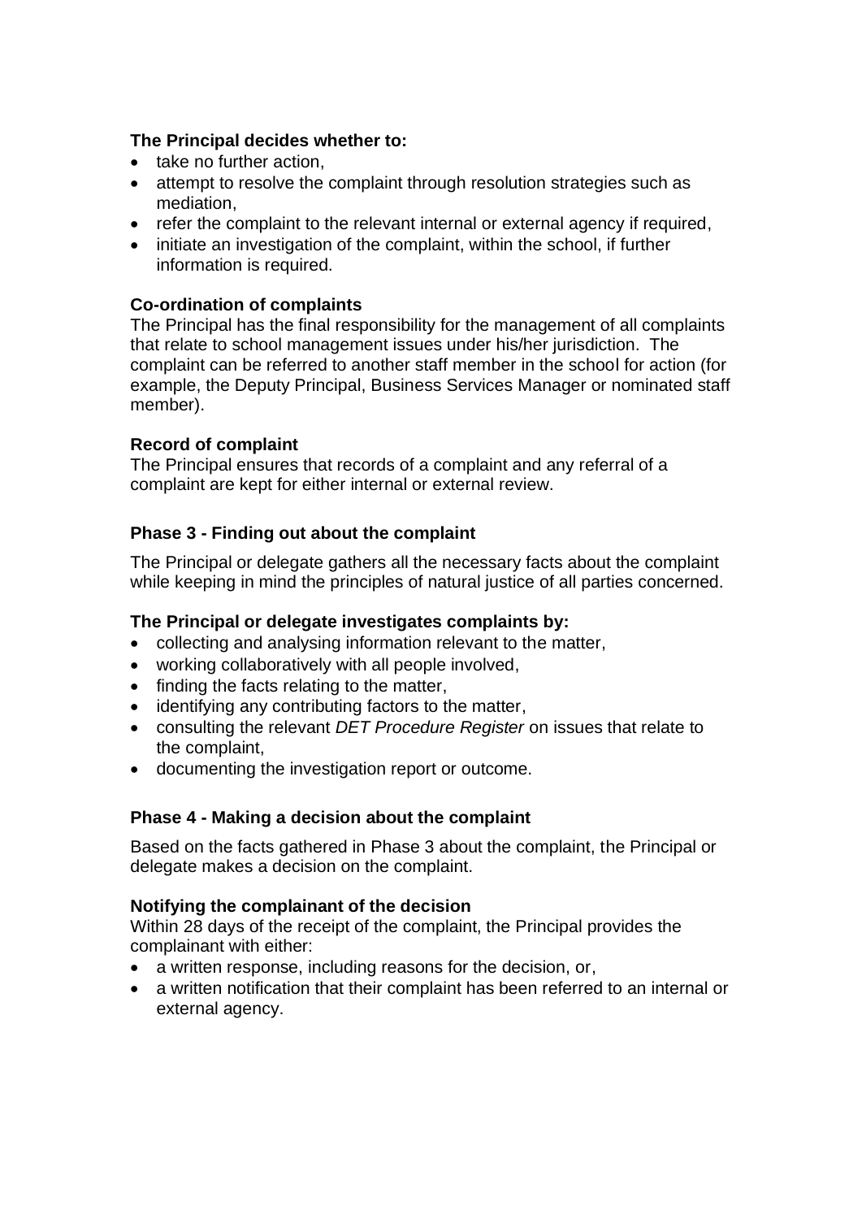**The Principal decides whether to:**

- take no further action,
- attempt to resolve the complaint through resolution strategies such as mediation,
- refer the complaint to the relevant internal or external agency if required,
- initiate an investigation of the complaint, within the school, if further information is required.

**Co-ordination of complaints**

The Principal has the final responsibility for the management of all complaints that relate to school management issues under his/her jurisdiction. The complaint can be referred to another staff member in the school for action (for example, the Deputy Principal, Business Services Manager or nominated staff member).

**Record of complaint**

The Principal ensures that records of a complaint and any referral of a complaint are kept for either internal or external review.

### Phase 3 - Finding out about the complaint

The Principal or delegate gathers all the necessary facts about the complaint while keeping in mind the principles of natural justice of all parties concerned.

**The Principal or delegate investigates complaints by:**

- collecting and analysing information relevant to the matter,
- working collaboratively with all people involved,
- finding the facts relating to the matter,
- identifying any contributing factors to the matter,
- consulting the relevant *DET Procedure Register* on issues that relate to the complaint,
- documenting the investigation report or outcome.

### Phase 4 - Making a decision about the complaint

Based on the facts gathered in Phase 3 about the complaint, the Principal or delegate makes a decision on the complaint.

**Notifying the complainant of the decision**

Within 28 days of the receipt of the complaint, the Principal provides the complainant with either:

- a written response, including reasons for the decision, or,
- a written notification that their complaint has been referred to an internal or external agency.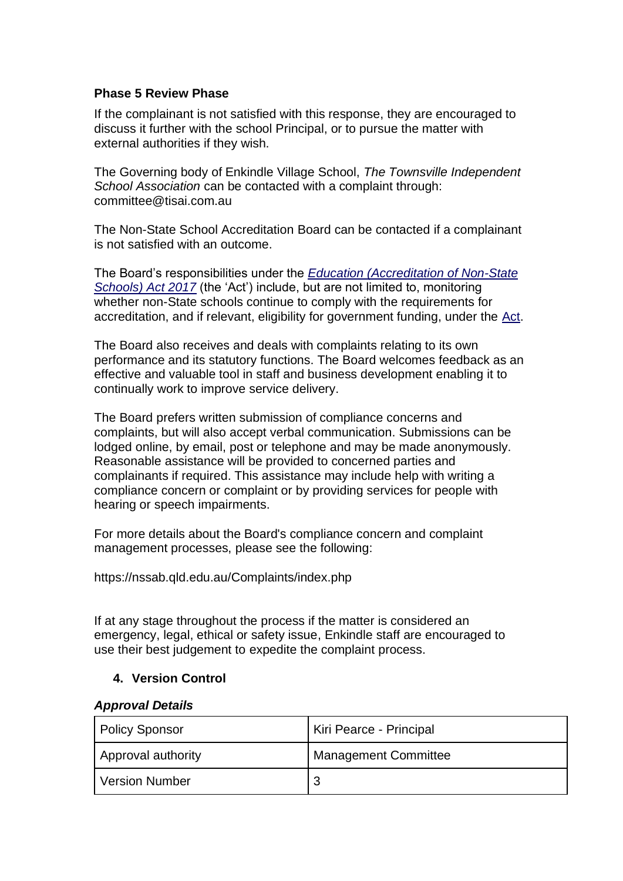**Phase 5 Review Phase**

If the complainant is not satisfied with this response, they are encouraged to discuss it further with the school Principal, or to pursue the matter with external authorities if they wish.

The Governing body of Enkindle Village School, *The Townsville Independent School Association* can be contacted with a complaint through: committee@tisai.com.au

The Non-State School Accreditation Board can be contacted if a complainant is not satisfied with an outcome.

The Board's responsibilities under the *Education (Accreditation of Non-State Schools) Act 2017* (the 'Act') include, but are not limited to, monitoring whether non-State schools continue to comply with the requirements for accreditation, and if relevant, eligibility for government funding, under the Act.

The Board also receives and deals with complaints relating to its own performance and its statutory functions. The Board welcomes feedback as an effective and valuable tool in staff and business development enabling it to continually work to improve service delivery.

The Board prefers written submission of compliance concerns and complaints, but will also accept verbal communication. Submissions can be lodged online, by email, post or telephone and may be made anonymously. Reasonable assistance will be provided to concerned parties and complainants if required. This assistance may include help with writing a compliance concern or complaint or by providing services for people with hearing or speech impairments.

For more details about the Board's compliance concern and complaint management processes, please see the following:

https://nssab.qld.edu.au/Complaints/index.php

If at any stage throughout the process if the matter is considered an emergency, legal, ethical or safety issue, Enkindle staff are encouraged to use their best judgement to expedite the complaint process.

## 4. Version Control

***Approval Details***

| Policy Sponsor | Kiri Pearce - Principal |
|---|---|
| Approval authority | Management Committee |
| Version Number | 3 |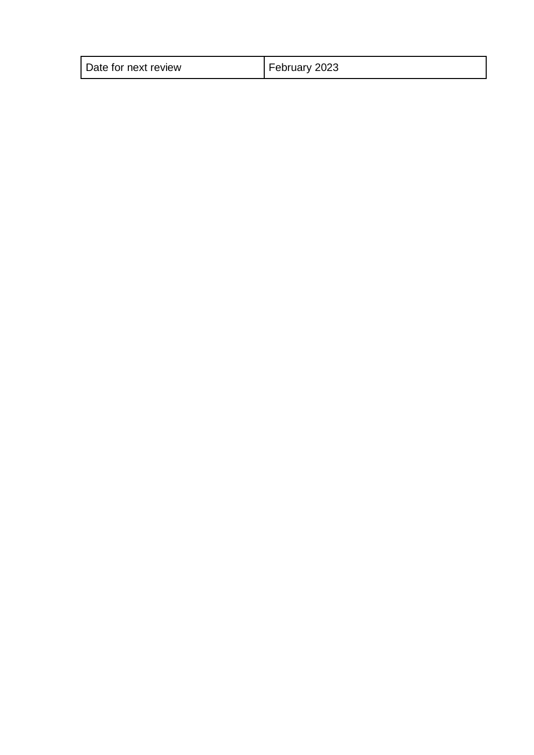| | |
|---|---|
| Date for next review | February 2023 |